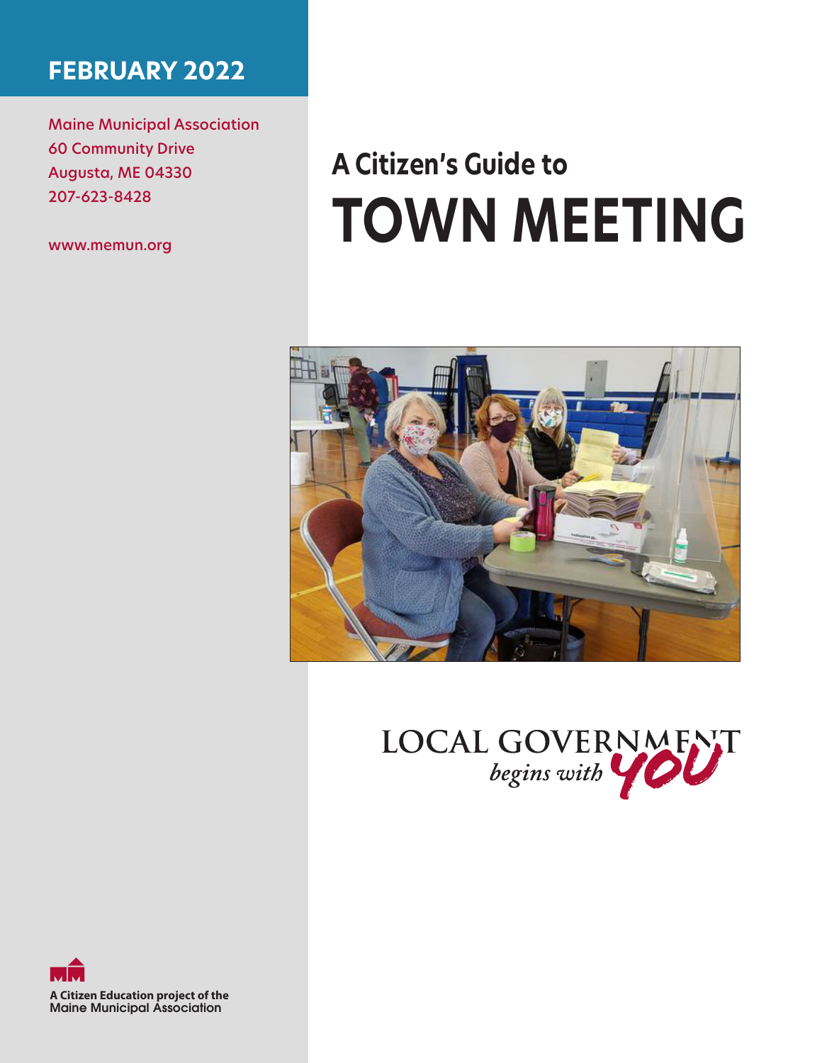**FEBRUARY 2022**

Maine Municipal Association
60 Community Drive
Augusta, ME 04330
207-623-8428

www.memun.org

## A Citizen's Guide to

# TOWN MEETING

LOCAL GOVERNMENT *begins with* YOU

A Citizen Education project of the Maine Municipal Association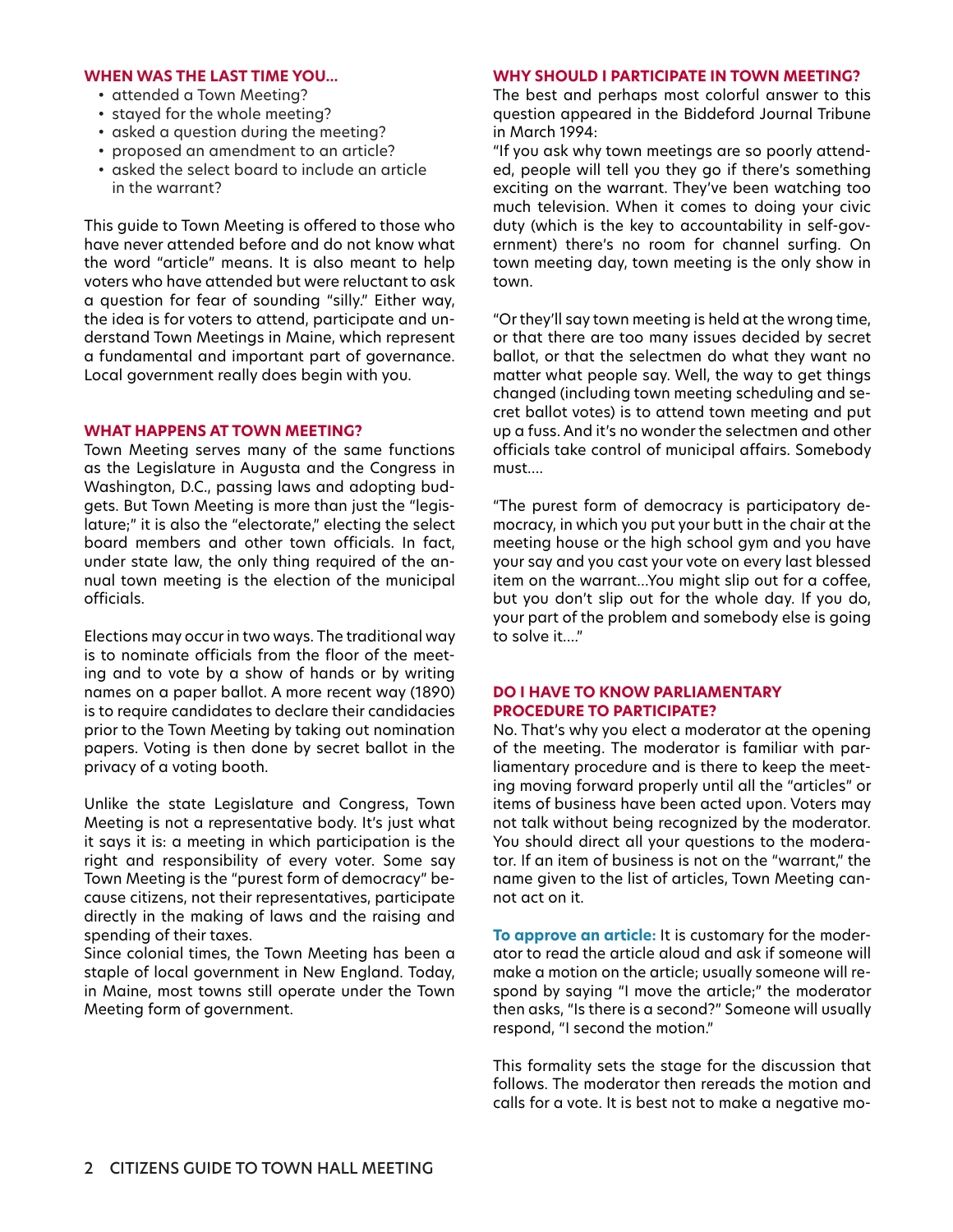### WHEN WAS THE LAST TIME YOU...

- attended a Town Meeting?
- stayed for the whole meeting?
- asked a question during the meeting?
- proposed an amendment to an article?
- asked the select board to include an article in the warrant?

This guide to Town Meeting is offered to those who have never attended before and do not know what the word "article" means. It is also meant to help voters who have attended but were reluctant to ask a question for fear of sounding "silly." Either way, the idea is for voters to attend, participate and understand Town Meetings in Maine, which represent a fundamental and important part of governance. Local government really does begin with you.

### WHAT HAPPENS AT TOWN MEETING?

Town Meeting serves many of the same functions as the Legislature in Augusta and the Congress in Washington, D.C., passing laws and adopting budgets. But Town Meeting is more than just the "legislature;" it is also the "electorate," electing the select board members and other town officials. In fact, under state law, the only thing required of the annual town meeting is the election of the municipal officials.

Elections may occur in two ways. The traditional way is to nominate officials from the floor of the meeting and to vote by a show of hands or by writing names on a paper ballot. A more recent way (1890) is to require candidates to declare their candidacies prior to the Town Meeting by taking out nomination papers. Voting is then done by secret ballot in the privacy of a voting booth.

Unlike the state Legislature and Congress, Town Meeting is not a representative body. It's just what it says it is: a meeting in which participation is the right and responsibility of every voter. Some say Town Meeting is the "purest form of democracy" because citizens, not their representatives, participate directly in the making of laws and the raising and spending of their taxes.

Since colonial times, the Town Meeting has been a staple of local government in New England. Today, in Maine, most towns still operate under the Town Meeting form of government.

### WHY SHOULD I PARTICIPATE IN TOWN MEETING?

The best and perhaps most colorful answer to this question appeared in the Biddeford Journal Tribune in March 1994:

"If you ask why town meetings are so poorly attended, people will tell you they go if there's something exciting on the warrant. They've been watching too much television. When it comes to doing your civic duty (which is the key to accountability in self-government) there's no room for channel surfing. On town meeting day, town meeting is the only show in town.

"Or they'll say town meeting is held at the wrong time, or that there are too many issues decided by secret ballot, or that the selectmen do what they want no matter what people say. Well, the way to get things changed (including town meeting scheduling and secret ballot votes) is to attend town meeting and put up a fuss. And it's no wonder the selectmen and other officials take control of municipal affairs. Somebody must....

"The purest form of democracy is participatory democracy, in which you put your butt in the chair at the meeting house or the high school gym and you have your say and you cast your vote on every last blessed item on the warrant...You might slip out for a coffee, but you don't slip out for the whole day. If you do, your part of the problem and somebody else is going to solve it...."

### DO I HAVE TO KNOW PARLIAMENTARY PROCEDURE TO PARTICIPATE?

No. That's why you elect a moderator at the opening of the meeting. The moderator is familiar with parliamentary procedure and is there to keep the meeting moving forward properly until all the "articles" or items of business have been acted upon. Voters may not talk without being recognized by the moderator. You should direct all your questions to the moderator. If an item of business is not on the "warrant," the name given to the list of articles, Town Meeting cannot act on it.

**To approve an article:** It is customary for the moderator to read the article aloud and ask if someone will make a motion on the article; usually someone will respond by saying "I move the article;" the moderator then asks, "Is there is a second?" Someone will usually respond, "I second the motion."

This formality sets the stage for the discussion that follows. The moderator then rereads the motion and calls for a vote. It is best not to make a negative mo-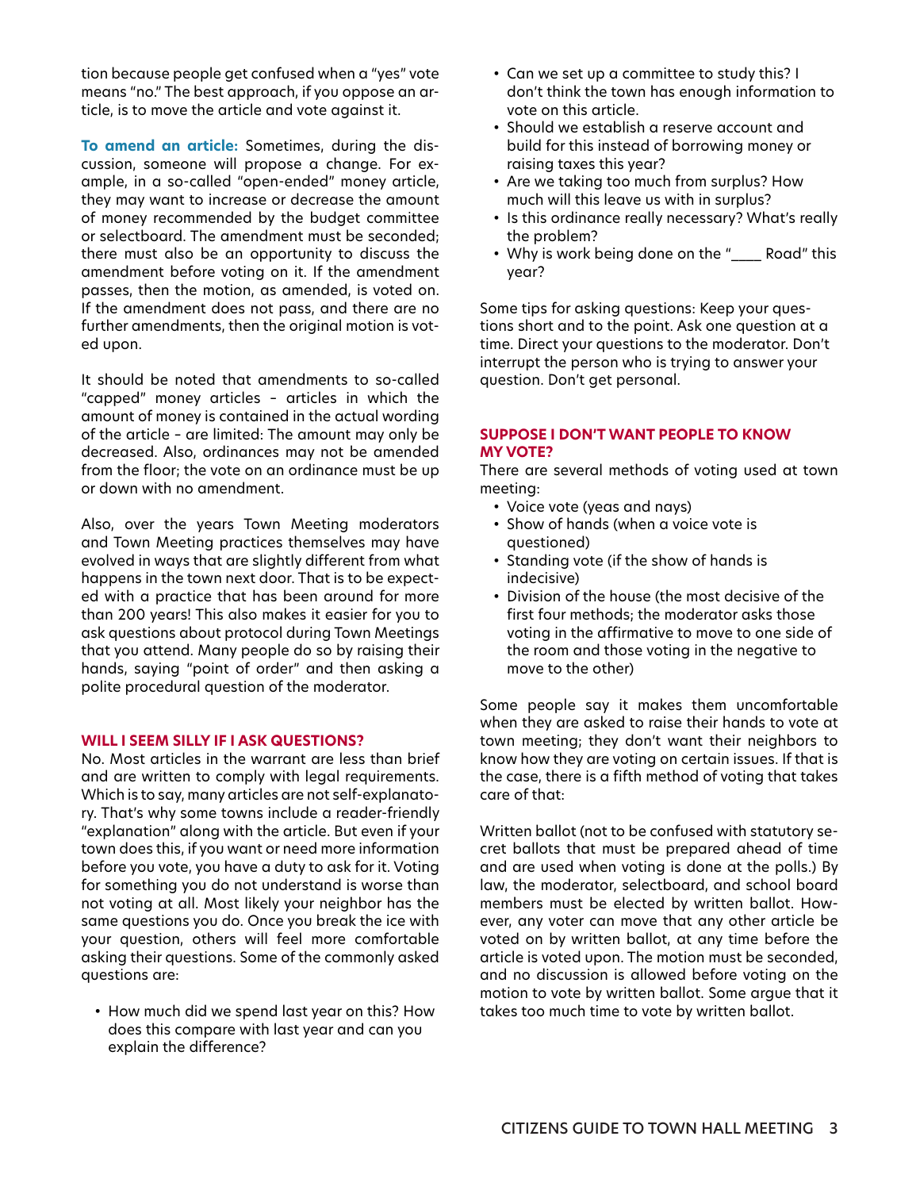tion because people get confused when a "yes" vote means "no." The best approach, if you oppose an article, is to move the article and vote against it.

**To amend an article:** Sometimes, during the discussion, someone will propose a change. For example, in a so-called "open-ended" money article, they may want to increase or decrease the amount of money recommended by the budget committee or selectboard. The amendment must be seconded; there must also be an opportunity to discuss the amendment before voting on it. If the amendment passes, then the motion, as amended, is voted on. If the amendment does not pass, and there are no further amendments, then the original motion is voted upon.

It should be noted that amendments to so-called "capped" money articles – articles in which the amount of money is contained in the actual wording of the article – are limited: The amount may only be decreased. Also, ordinances may not be amended from the floor; the vote on an ordinance must be up or down with no amendment.

Also, over the years Town Meeting moderators and Town Meeting practices themselves may have evolved in ways that are slightly different from what happens in the town next door. That is to be expected with a practice that has been around for more than 200 years! This also makes it easier for you to ask questions about protocol during Town Meetings that you attend. Many people do so by raising their hands, saying "point of order" and then asking a polite procedural question of the moderator.

## WILL I SEEM SILLY IF I ASK QUESTIONS?

No. Most articles in the warrant are less than brief and are written to comply with legal requirements. Which is to say, many articles are not self-explanatory. That's why some towns include a reader-friendly "explanation" along with the article. But even if your town does this, if you want or need more information before you vote, you have a duty to ask for it. Voting for something you do not understand is worse than not voting at all. Most likely your neighbor has the same questions you do. Once you break the ice with your question, others will feel more comfortable asking their questions. Some of the commonly asked questions are:

- How much did we spend last year on this? How does this compare with last year and can you explain the difference?
- Can we set up a committee to study this? I don't think the town has enough information to vote on this article.
- Should we establish a reserve account and build for this instead of borrowing money or raising taxes this year?
- Are we taking too much from surplus? How much will this leave us with in surplus?
- Is this ordinance really necessary? What's really the problem?
- Why is work being done on the "____ Road" this year?

Some tips for asking questions: Keep your questions short and to the point. Ask one question at a time. Direct your questions to the moderator. Don't interrupt the person who is trying to answer your question. Don't get personal.

## SUPPOSE I DON'T WANT PEOPLE TO KNOW MY VOTE?

There are several methods of voting used at town meeting:

- Voice vote (yeas and nays)
- Show of hands (when a voice vote is questioned)
- Standing vote (if the show of hands is indecisive)
- Division of the house (the most decisive of the first four methods; the moderator asks those voting in the affirmative to move to one side of the room and those voting in the negative to move to the other)

Some people say it makes them uncomfortable when they are asked to raise their hands to vote at town meeting; they don't want their neighbors to know how they are voting on certain issues. If that is the case, there is a fifth method of voting that takes care of that:

Written ballot (not to be confused with statutory secret ballots that must be prepared ahead of time and are used when voting is done at the polls.) By law, the moderator, selectboard, and school board members must be elected by written ballot. However, any voter can move that any other article be voted on by written ballot, at any time before the article is voted upon. The motion must be seconded, and no discussion is allowed before voting on the motion to vote by written ballot. Some argue that it takes too much time to vote by written ballot.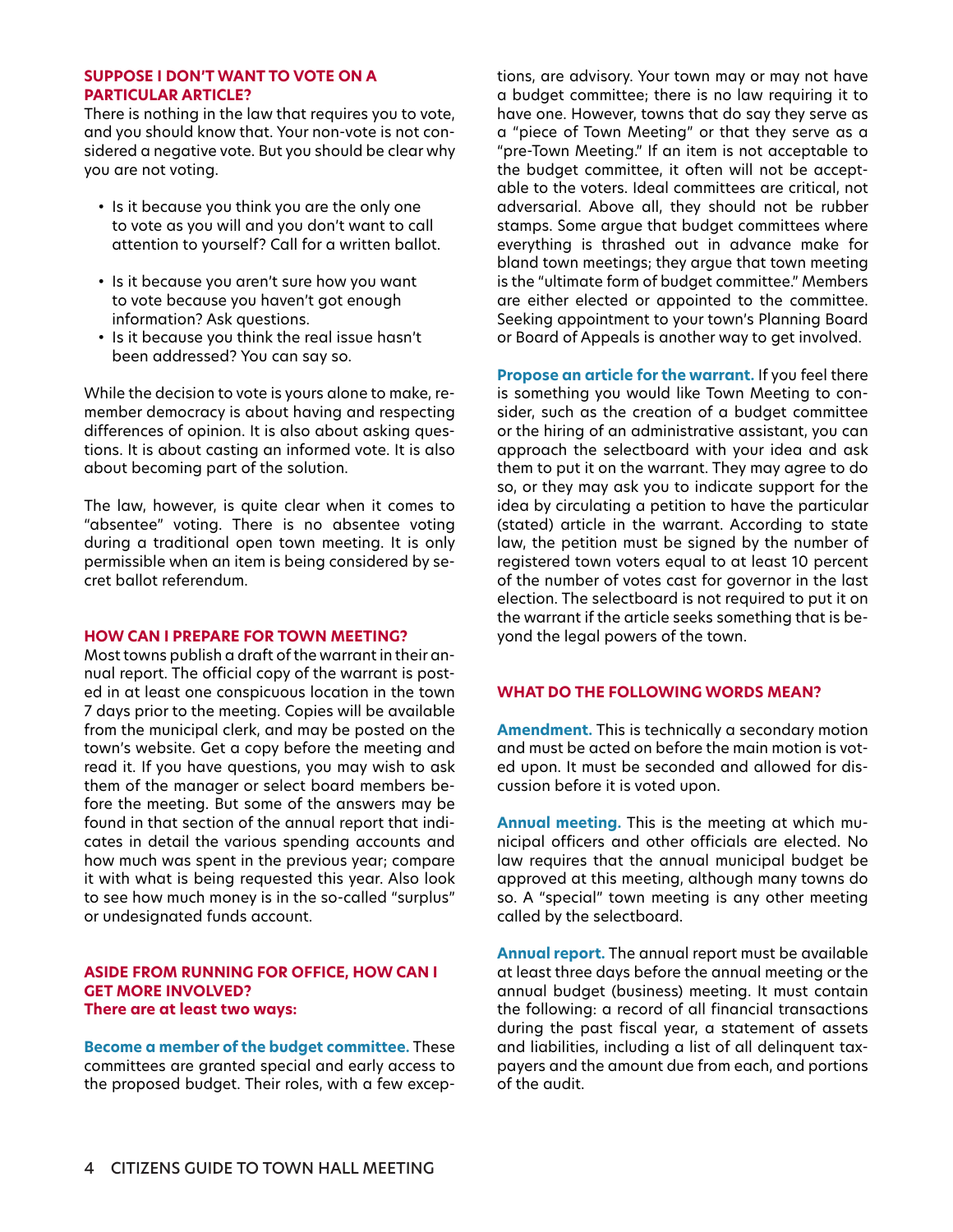### SUPPOSE I DON'T WANT TO VOTE ON A PARTICULAR ARTICLE?

There is nothing in the law that requires you to vote, and you should know that. Your non-vote is not considered a negative vote. But you should be clear why you are not voting.

- Is it because you think you are the only one to vote as you will and you don't want to call attention to yourself? Call for a written ballot.
- Is it because you aren't sure how you want to vote because you haven't got enough information? Ask questions.
- Is it because you think the real issue hasn't been addressed? You can say so.

While the decision to vote is yours alone to make, remember democracy is about having and respecting differences of opinion. It is also about asking questions. It is about casting an informed vote. It is also about becoming part of the solution.

The law, however, is quite clear when it comes to "absentee" voting. There is no absentee voting during a traditional open town meeting. It is only permissible when an item is being considered by secret ballot referendum.

### HOW CAN I PREPARE FOR TOWN MEETING?

Most towns publish a draft of the warrant in their annual report. The official copy of the warrant is posted in at least one conspicuous location in the town 7 days prior to the meeting. Copies will be available from the municipal clerk, and may be posted on the town's website. Get a copy before the meeting and read it. If you have questions, you may wish to ask them of the manager or select board members before the meeting. But some of the answers may be found in that section of the annual report that indicates in detail the various spending accounts and how much was spent in the previous year; compare it with what is being requested this year. Also look to see how much money is in the so-called "surplus" or undesignated funds account.

### ASIDE FROM RUNNING FOR OFFICE, HOW CAN I GET MORE INVOLVED?

**There are at least two ways:**

**Become a member of the budget committee.** These committees are granted special and early access to the proposed budget. Their roles, with a few exceptions, are advisory. Your town may or may not have a budget committee; there is no law requiring it to have one. However, towns that do say they serve as a "piece of Town Meeting" or that they serve as a "pre-Town Meeting." If an item is not acceptable to the budget committee, it often will not be acceptable to the voters. Ideal committees are critical, not adversarial. Above all, they should not be rubber stamps. Some argue that budget committees where everything is thrashed out in advance make for bland town meetings; they argue that town meeting is the "ultimate form of budget committee." Members are either elected or appointed to the committee. Seeking appointment to your town's Planning Board or Board of Appeals is another way to get involved.

**Propose an article for the warrant.** If you feel there is something you would like Town Meeting to consider, such as the creation of a budget committee or the hiring of an administrative assistant, you can approach the selectboard with your idea and ask them to put it on the warrant. They may agree to do so, or they may ask you to indicate support for the idea by circulating a petition to have the particular (stated) article in the warrant. According to state law, the petition must be signed by the number of registered town voters equal to at least 10 percent of the number of votes cast for governor in the last election. The selectboard is not required to put it on the warrant if the article seeks something that is beyond the legal powers of the town.

### WHAT DO THE FOLLOWING WORDS MEAN?

**Amendment.** This is technically a secondary motion and must be acted on before the main motion is voted upon. It must be seconded and allowed for discussion before it is voted upon.

**Annual meeting.** This is the meeting at which municipal officers and other officials are elected. No law requires that the annual municipal budget be approved at this meeting, although many towns do so. A "special" town meeting is any other meeting called by the selectboard.

**Annual report.** The annual report must be available at least three days before the annual meeting or the annual budget (business) meeting. It must contain the following: a record of all financial transactions during the past fiscal year, a statement of assets and liabilities, including a list of all delinquent taxpayers and the amount due from each, and portions of the audit.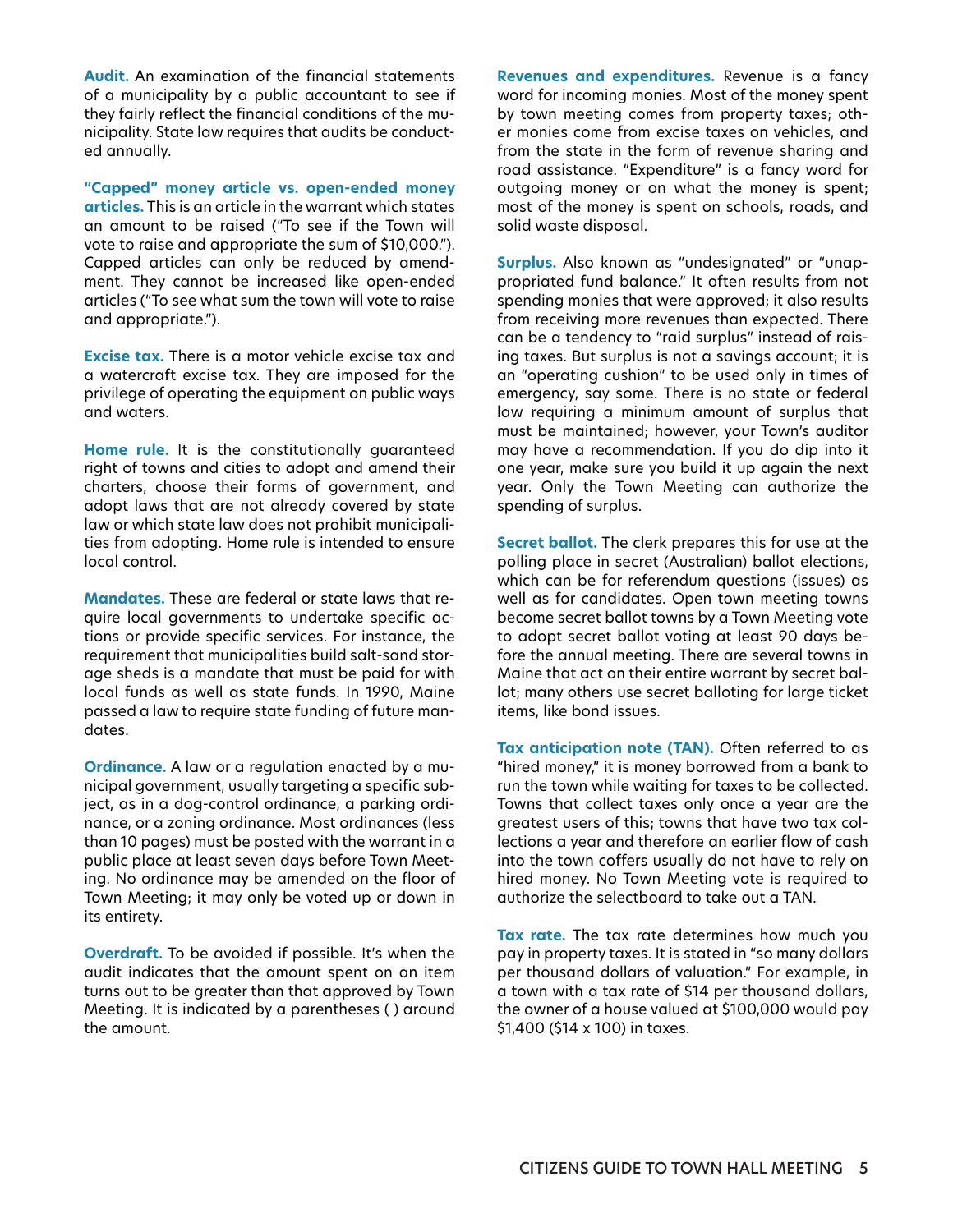**Audit.** An examination of the financial statements of a municipality by a public accountant to see if they fairly reflect the financial conditions of the municipality. State law requires that audits be conducted annually.

**"Capped" money article vs. open-ended money articles.** This is an article in the warrant which states an amount to be raised ("To see if the Town will vote to raise and appropriate the sum of $10,000."). Capped articles can only be reduced by amendment. They cannot be increased like open-ended articles ("To see what sum the town will vote to raise and appropriate.").

**Excise tax.** There is a motor vehicle excise tax and a watercraft excise tax. They are imposed for the privilege of operating the equipment on public ways and waters.

**Home rule.** It is the constitutionally guaranteed right of towns and cities to adopt and amend their charters, choose their forms of government, and adopt laws that are not already covered by state law or which state law does not prohibit municipalities from adopting. Home rule is intended to ensure local control.

**Mandates.** These are federal or state laws that require local governments to undertake specific actions or provide specific services. For instance, the requirement that municipalities build salt-sand storage sheds is a mandate that must be paid for with local funds as well as state funds. In 1990, Maine passed a law to require state funding of future mandates.

**Ordinance.** A law or a regulation enacted by a municipal government, usually targeting a specific subject, as in a dog-control ordinance, a parking ordinance, or a zoning ordinance. Most ordinances (less than 10 pages) must be posted with the warrant in a public place at least seven days before Town Meeting. No ordinance may be amended on the floor of Town Meeting; it may only be voted up or down in its entirety.

**Overdraft.** To be avoided if possible. It's when the audit indicates that the amount spent on an item turns out to be greater than that approved by Town Meeting. It is indicated by a parentheses ( ) around the amount.

**Revenues and expenditures.** Revenue is a fancy word for incoming monies. Most of the money spent by town meeting comes from property taxes; other monies come from excise taxes on vehicles, and from the state in the form of revenue sharing and road assistance. "Expenditure" is a fancy word for outgoing money or on what the money is spent; most of the money is spent on schools, roads, and solid waste disposal.

**Surplus.** Also known as "undesignated" or "unappropriated fund balance." It often results from not spending monies that were approved; it also results from receiving more revenues than expected. There can be a tendency to "raid surplus" instead of raising taxes. But surplus is not a savings account; it is an "operating cushion" to be used only in times of emergency, say some. There is no state or federal law requiring a minimum amount of surplus that must be maintained; however, your Town's auditor may have a recommendation. If you do dip into it one year, make sure you build it up again the next year. Only the Town Meeting can authorize the spending of surplus.

**Secret ballot.** The clerk prepares this for use at the polling place in secret (Australian) ballot elections, which can be for referendum questions (issues) as well as for candidates. Open town meeting towns become secret ballot towns by a Town Meeting vote to adopt secret ballot voting at least 90 days before the annual meeting. There are several towns in Maine that act on their entire warrant by secret ballot; many others use secret balloting for large ticket items, like bond issues.

**Tax anticipation note (TAN).** Often referred to as "hired money," it is money borrowed from a bank to run the town while waiting for taxes to be collected. Towns that collect taxes only once a year are the greatest users of this; towns that have two tax collections a year and therefore an earlier flow of cash into the town coffers usually do not have to rely on hired money. No Town Meeting vote is required to authorize the selectboard to take out a TAN.

**Tax rate.** The tax rate determines how much you pay in property taxes. It is stated in "so many dollars per thousand dollars of valuation." For example, in a town with a tax rate of $14 per thousand dollars, the owner of a house valued at $100,000 would pay $1,400 ($14 x 100) in taxes.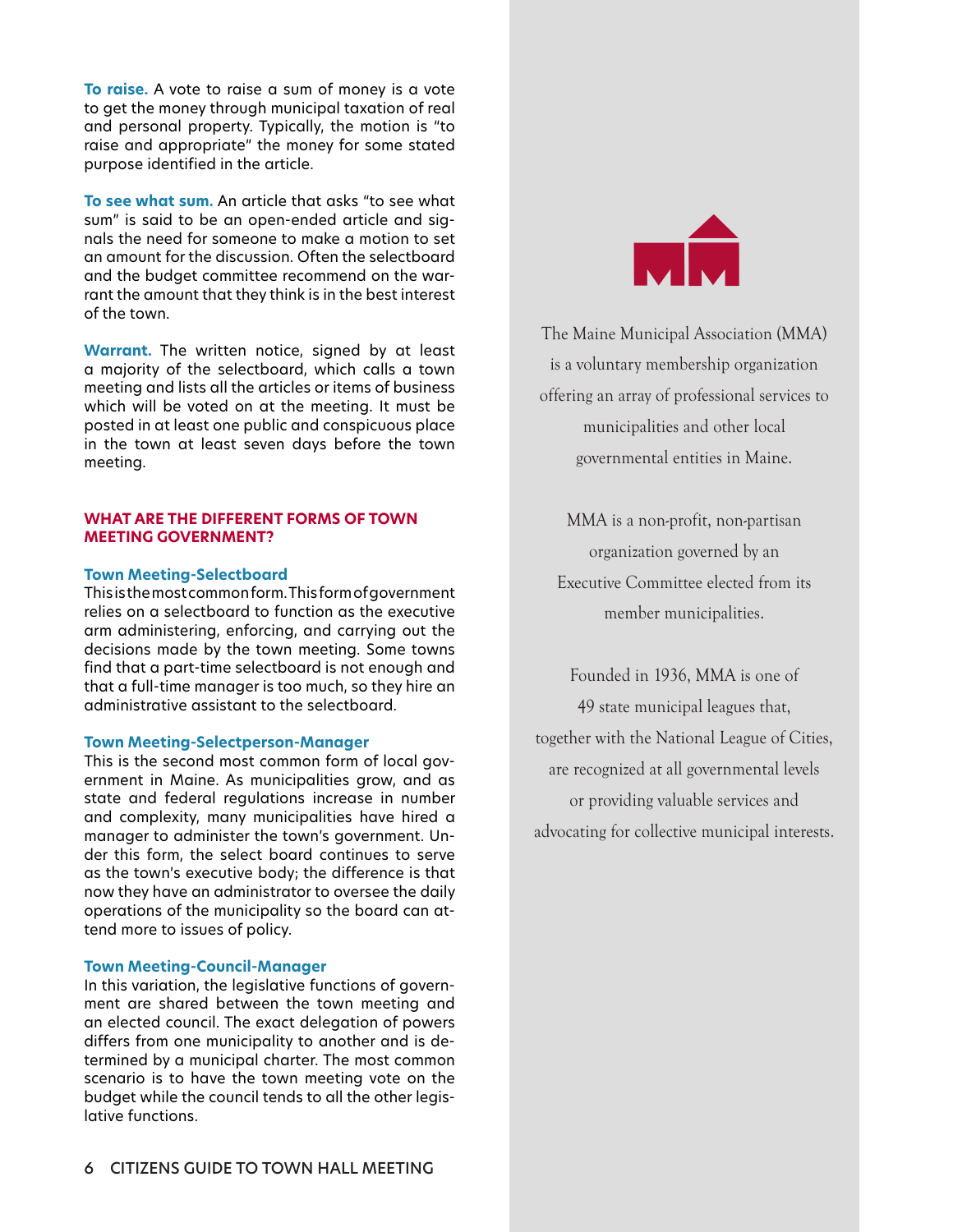**To raise.** A vote to raise a sum of money is a vote to get the money through municipal taxation of real and personal property. Typically, the motion is "to raise and appropriate" the money for some stated purpose identified in the article.

**To see what sum.** An article that asks "to see what sum" is said to be an open-ended article and signals the need for someone to make a motion to set an amount for the discussion. Often the selectboard and the budget committee recommend on the warrant the amount that they think is in the best interest of the town.

**Warrant.** The written notice, signed by at least a majority of the selectboard, which calls a town meeting and lists all the articles or items of business which will be voted on at the meeting. It must be posted in at least one public and conspicuous place in the town at least seven days before the town meeting.

## WHAT ARE THE DIFFERENT FORMS OF TOWN MEETING GOVERNMENT?

### Town Meeting-Selectboard

This is the most common form. This form of government relies on a selectboard to function as the executive arm administering, enforcing, and carrying out the decisions made by the town meeting. Some towns find that a part-time selectboard is not enough and that a full-time manager is too much, so they hire an administrative assistant to the selectboard.

### Town Meeting-Selectperson-Manager

This is the second most common form of local government in Maine. As municipalities grow, and as state and federal regulations increase in number and complexity, many municipalities have hired a manager to administer the town's government. Under this form, the select board continues to serve as the town's executive body; the difference is that now they have an administrator to oversee the daily operations of the municipality so the board can attend more to issues of policy.

### Town Meeting-Council-Manager

In this variation, the legislative functions of government are shared between the town meeting and an elected council. The exact delegation of powers differs from one municipality to another and is determined by a municipal charter. The most common scenario is to have the town meeting vote on the budget while the council tends to all the other legislative functions.

The Maine Municipal Association (MMA) is a voluntary membership organization offering an array of professional services to municipalities and other local governmental entities in Maine.

MMA is a non-profit, non-partisan organization governed by an Executive Committee elected from its member municipalities.

Founded in 1936, MMA is one of 49 state municipal leagues that, together with the National League of Cities, are recognized at all governmental levels or providing valuable services and advocating for collective municipal interests.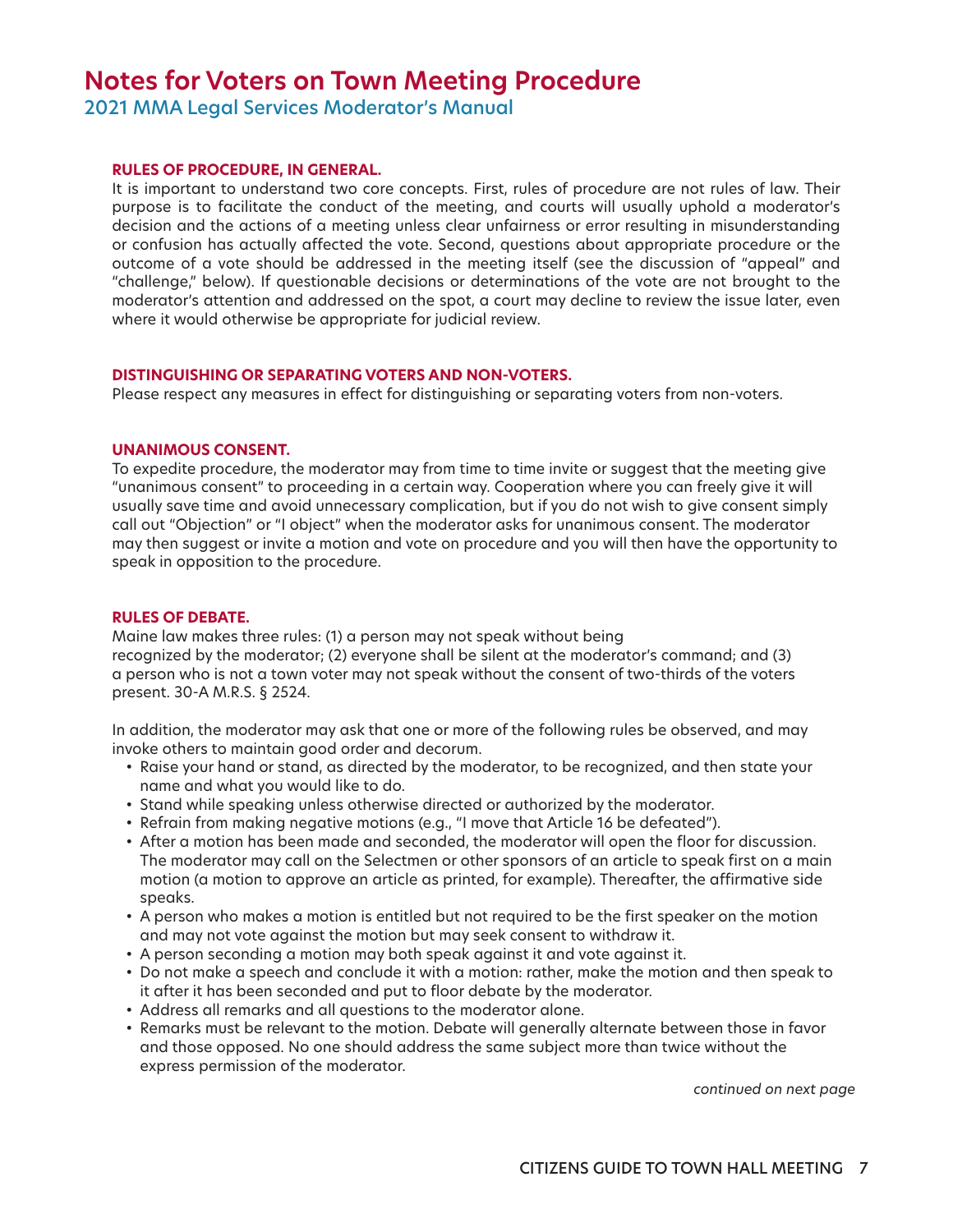# Notes for Voters on Town Meeting Procedure

## 2021 MMA Legal Services Moderator's Manual

### RULES OF PROCEDURE, IN GENERAL.

It is important to understand two core concepts. First, rules of procedure are not rules of law. Their purpose is to facilitate the conduct of the meeting, and courts will usually uphold a moderator's decision and the actions of a meeting unless clear unfairness or error resulting in misunderstanding or confusion has actually affected the vote. Second, questions about appropriate procedure or the outcome of a vote should be addressed in the meeting itself (see the discussion of "appeal" and "challenge," below). If questionable decisions or determinations of the vote are not brought to the moderator's attention and addressed on the spot, a court may decline to review the issue later, even where it would otherwise be appropriate for judicial review.

### DISTINGUISHING OR SEPARATING VOTERS AND NON-VOTERS.

Please respect any measures in effect for distinguishing or separating voters from non-voters.

### UNANIMOUS CONSENT.

To expedite procedure, the moderator may from time to time invite or suggest that the meeting give "unanimous consent" to proceeding in a certain way. Cooperation where you can freely give it will usually save time and avoid unnecessary complication, but if you do not wish to give consent simply call out "Objection" or "I object" when the moderator asks for unanimous consent. The moderator may then suggest or invite a motion and vote on procedure and you will then have the opportunity to speak in opposition to the procedure.

### RULES OF DEBATE.

Maine law makes three rules: (1) a person may not speak without being recognized by the moderator; (2) everyone shall be silent at the moderator's command; and (3) a person who is not a town voter may not speak without the consent of two-thirds of the voters present. 30-A M.R.S. § 2524.

In addition, the moderator may ask that one or more of the following rules be observed, and may invoke others to maintain good order and decorum.

- Raise your hand or stand, as directed by the moderator, to be recognized, and then state your name and what you would like to do.
- Stand while speaking unless otherwise directed or authorized by the moderator.
- Refrain from making negative motions (e.g., "I move that Article 16 be defeated").
- After a motion has been made and seconded, the moderator will open the floor for discussion. The moderator may call on the Selectmen or other sponsors of an article to speak first on a main motion (a motion to approve an article as printed, for example). Thereafter, the affirmative side speaks.
- A person who makes a motion is entitled but not required to be the first speaker on the motion and may not vote against the motion but may seek consent to withdraw it.
- A person seconding a motion may both speak against it and vote against it.
- Do not make a speech and conclude it with a motion: rather, make the motion and then speak to it after it has been seconded and put to floor debate by the moderator.
- Address all remarks and all questions to the moderator alone.
- Remarks must be relevant to the motion. Debate will generally alternate between those in favor and those opposed. No one should address the same subject more than twice without the express permission of the moderator.

*continued on next page*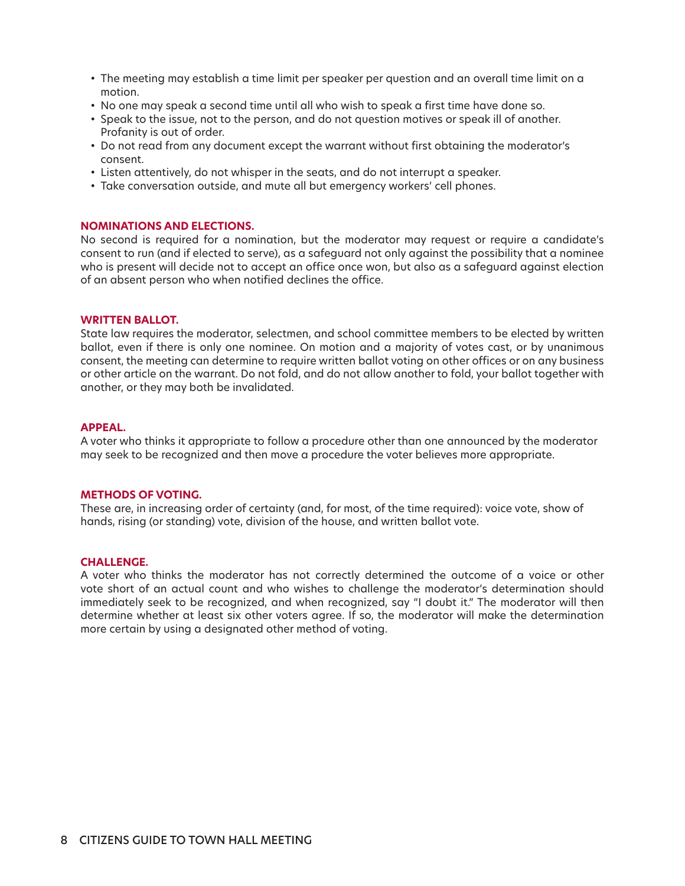- The meeting may establish a time limit per speaker per question and an overall time limit on a motion.
- No one may speak a second time until all who wish to speak a first time have done so.
- Speak to the issue, not to the person, and do not question motives or speak ill of another. Profanity is out of order.
- Do not read from any document except the warrant without first obtaining the moderator's consent.
- Listen attentively, do not whisper in the seats, and do not interrupt a speaker.
- Take conversation outside, and mute all but emergency workers' cell phones.

### NOMINATIONS AND ELECTIONS.

No second is required for a nomination, but the moderator may request or require a candidate's consent to run (and if elected to serve), as a safeguard not only against the possibility that a nominee who is present will decide not to accept an office once won, but also as a safeguard against election of an absent person who when notified declines the office.

### WRITTEN BALLOT.

State law requires the moderator, selectmen, and school committee members to be elected by written ballot, even if there is only one nominee. On motion and a majority of votes cast, or by unanimous consent, the meeting can determine to require written ballot voting on other offices or on any business or other article on the warrant. Do not fold, and do not allow another to fold, your ballot together with another, or they may both be invalidated.

### APPEAL.

A voter who thinks it appropriate to follow a procedure other than one announced by the moderator may seek to be recognized and then move a procedure the voter believes more appropriate.

### METHODS OF VOTING.

These are, in increasing order of certainty (and, for most, of the time required): voice vote, show of hands, rising (or standing) vote, division of the house, and written ballot vote.

### CHALLENGE.

A voter who thinks the moderator has not correctly determined the outcome of a voice or other vote short of an actual count and who wishes to challenge the moderator's determination should immediately seek to be recognized, and when recognized, say "I doubt it." The moderator will then determine whether at least six other voters agree. If so, the moderator will make the determination more certain by using a designated other method of voting.